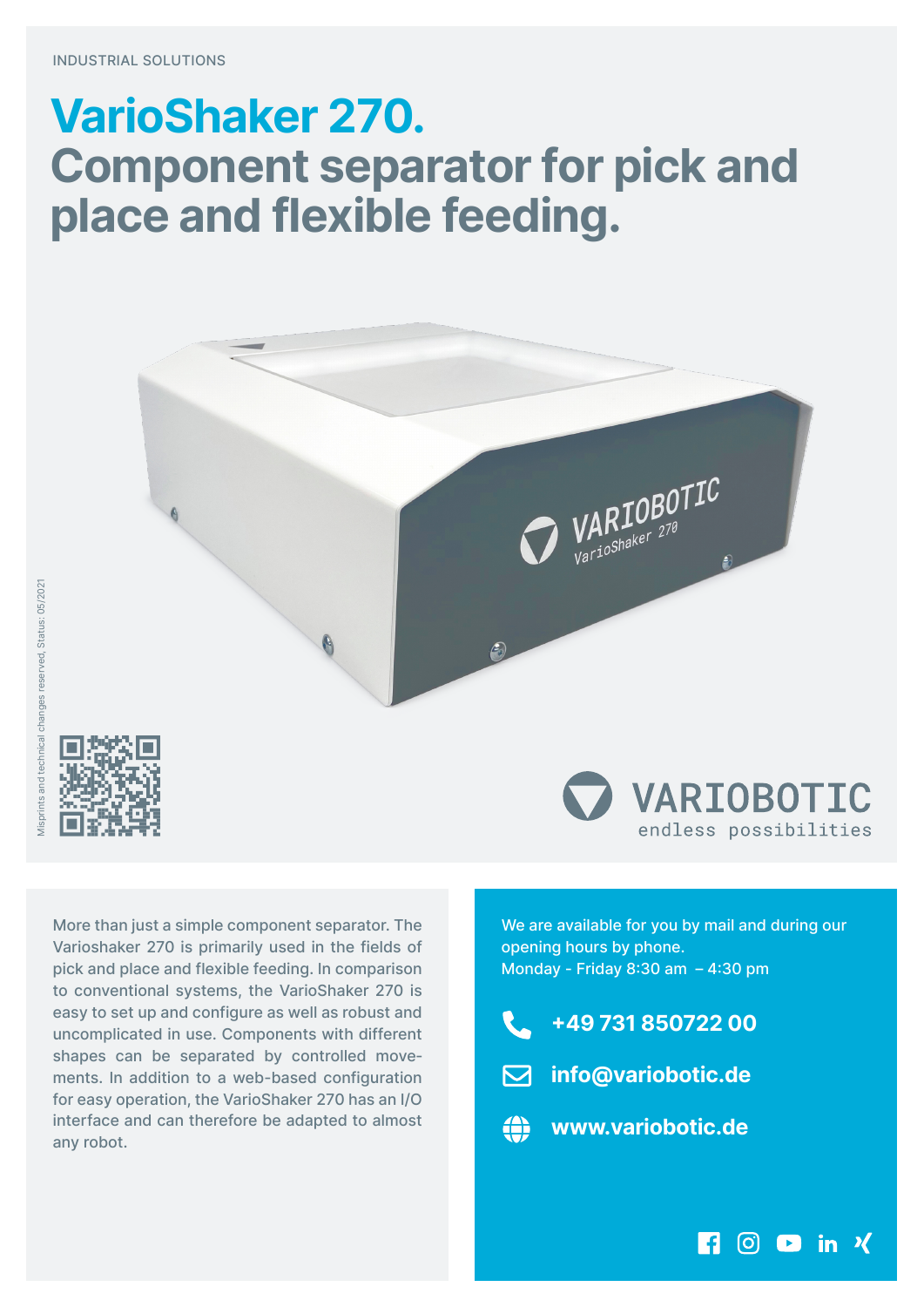INDUSTRIAL SOLUTIONS

# VarioShaker 270.
# Component separator for pick and place and flexible feeding.

Misprints and technical changes reserved, Status: 05/2021

VARIOBOTIC
endless possibilities

More than just a simple component separator. The Varioshaker 270 is primarily used in the fields of pick and place and flexible feeding. In comparison to conventional systems, the VarioShaker 270 is easy to set up and configure as well as robust and uncomplicated in use. Components with different shapes can be separated by controlled movements. In addition to a web-based configuration for easy operation, the VarioShaker 270 has an I/O interface and can therefore be adapted to almost any robot.

We are available for you by mail and during our opening hours by phone.
Monday - Friday 8:30 am – 4:30 pm

**+49 731 850722 00**

**info@variobotic.de**

**www.variobotic.de**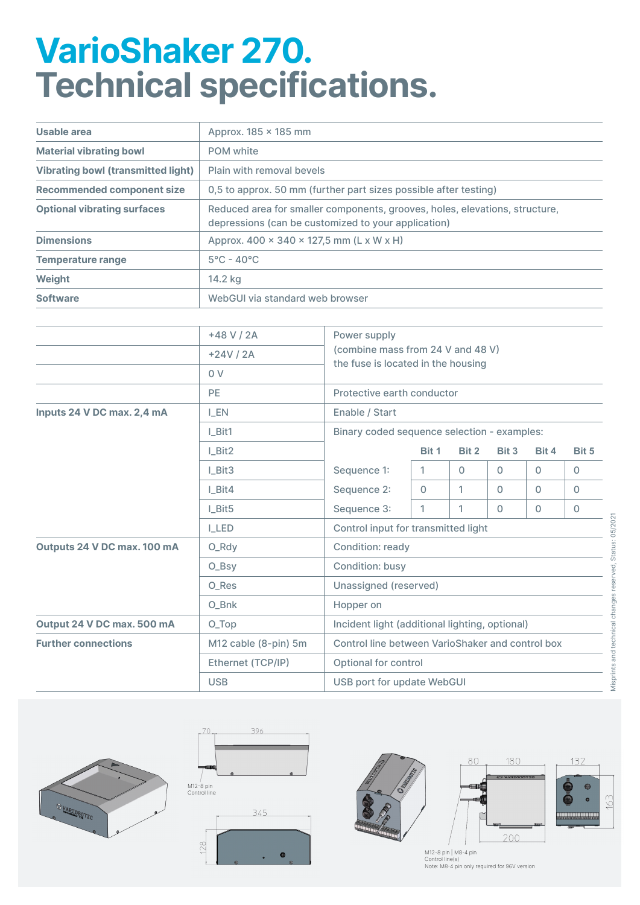# VarioShaker 270.
# Technical specifications.

| | |
|---|---|
| **Usable area** | Approx. 185 × 185 mm |
| **Material vibrating bowl** | POM white |
| **Vibrating bowl (transmitted light)** | Plain with removal bevels |
| **Recommended component size** | 0,5 to approx. 50 mm (further part sizes possible after testing) |
| **Optional vibrating surfaces** | Reduced area for smaller components, grooves, holes, elevations, structure, depressions (can be customized to your application) |
| **Dimensions** | Approx. 400 × 340 × 127,5 mm (L x W x H) |
| **Temperature range** | 5°C - 40°C |
| **Weight** | 14.2 kg |
| **Software** | WebGUI via standard web browser |

| | | | | | | | |
|---|---|---|---|---|---|---|---|
| | +48 V / 2A | Power supply (combine mass from 24 V and 48 V) the fuse is located in the housing | | | | | |
| | +24V / 2A | | | | | | |
| | 0 V | | | | | | |
| | PE | Protective earth conductor | | | | | |
| **Inputs 24 V DC max. 2,4 mA** | I_EN | Enable / Start | | | | | |
| | I_Bit1 | Binary coded sequence selection - examples: | | | | | |
| | I_Bit2 | | **Bit 1** | **Bit 2** | **Bit 3** | **Bit 4** | **Bit 5** |
| | I_Bit3 | Sequence 1: | 1 | 0 | 0 | 0 | 0 |
| | I_Bit4 | Sequence 2: | 0 | 1 | 0 | 0 | 0 |
| | I_Bit5 | Sequence 3: | 1 | 1 | 0 | 0 | 0 |
| | I_LED | Control input for transmitted light | | | | | |
| **Outputs 24 V DC max. 100 mA** | O_Rdy | Condition: ready | | | | | |
| | O_Bsy | Condition: busy | | | | | |
| | O_Res | Unassigned (reserved) | | | | | |
| | O_Bnk | Hopper on | | | | | |
| **Output 24 V DC max. 500 mA** | O_Top | Incident light (additional lighting, optional) | | | | | |
| **Further connections** | M12 cable (8-pin) 5m | Control line between VarioShaker and control box | | | | | |
| | Ethernet (TCP/IP) | Optional for control | | | | | |
| | USB | USB port for update WebGUI | | | | | |

Misprints and technical changes reserved, Status: 05/2021

70
396
M12-8 pin
Control line
345
128

80
180
132
163
200
M12-8 pin | M8-4 pin
Control line(s)
Note: M8-4 pin only required for 96V version